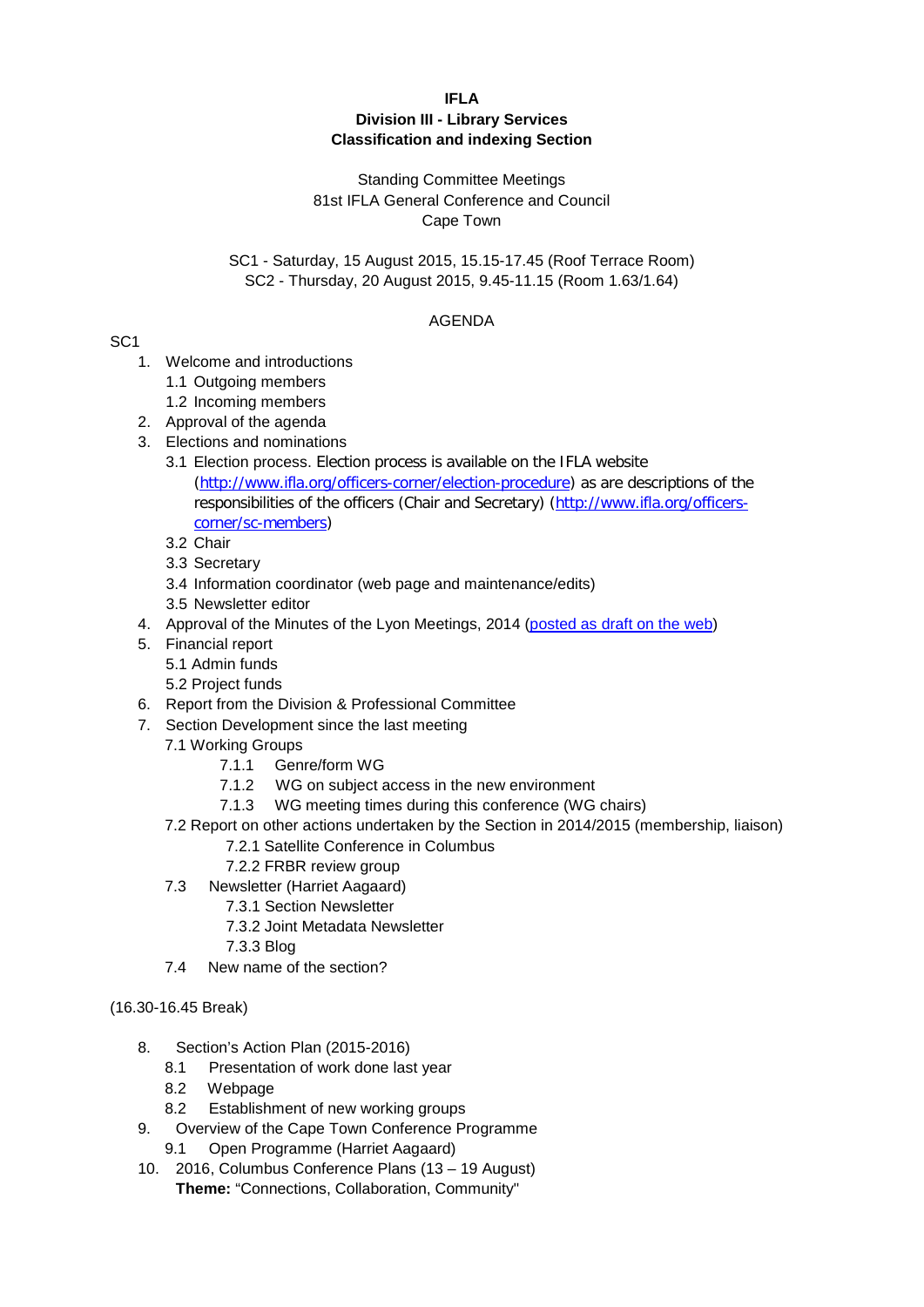**IFLA**
**Division III - Library Services**
**Classification and indexing Section**

Standing Committee Meetings
81st IFLA General Conference and Council
Cape Town

SC1 - Saturday, 15 August 2015, 15.15-17.45 (Roof Terrace Room)
SC2 - Thursday, 20 August 2015, 9.45-11.15 (Room 1.63/1.64)

AGENDA

SC1

1. Welcome and introductions
   1.1 Outgoing members
   1.2 Incoming members
2. Approval of the agenda
3. Elections and nominations
   3.1 Election process. Election process is available on the IFLA website ([http://www.ifla.org/officers-corner/election-procedure](http://www.ifla.org/officers-corner/election-procedure)) as are descriptions of the responsibilities of the officers (Chair and Secretary) ([http://www.ifla.org/officers-corner/sc-members](http://www.ifla.org/officers-corner/sc-members))
   3.2 Chair
   3.3 Secretary
   3.4 Information coordinator (web page and maintenance/edits)
   3.5 Newsletter editor
4. Approval of the Minutes of the Lyon Meetings, 2014 (posted as draft on the web)
5. Financial report
   5.1 Admin funds
   5.2 Project funds
6. Report from the Division & Professional Committee
7. Section Development since the last meeting
   7.1 Working Groups
      7.1.1 Genre/form WG
      7.1.2 WG on subject access in the new environment
      7.1.3 WG meeting times during this conference (WG chairs)
   7.2 Report on other actions undertaken by the Section in 2014/2015 (membership, liaison)
      7.2.1 Satellite Conference in Columbus
      7.2.2 FRBR review group
   7.3 Newsletter (Harriet Aagaard)
      7.3.1 Section Newsletter
      7.3.2 Joint Metadata Newsletter
      7.3.3 Blog
   7.4 New name of the section?

(16.30-16.45 Break)

8. Section's Action Plan (2015-2016)
   8.1 Presentation of work done last year
   8.2 Webpage
   8.2 Establishment of new working groups
9. Overview of the Cape Town Conference Programme
   9.1 Open Programme (Harriet Aagaard)
10. 2016, Columbus Conference Plans (13 – 19 August)
    **Theme:** "Connections, Collaboration, Community"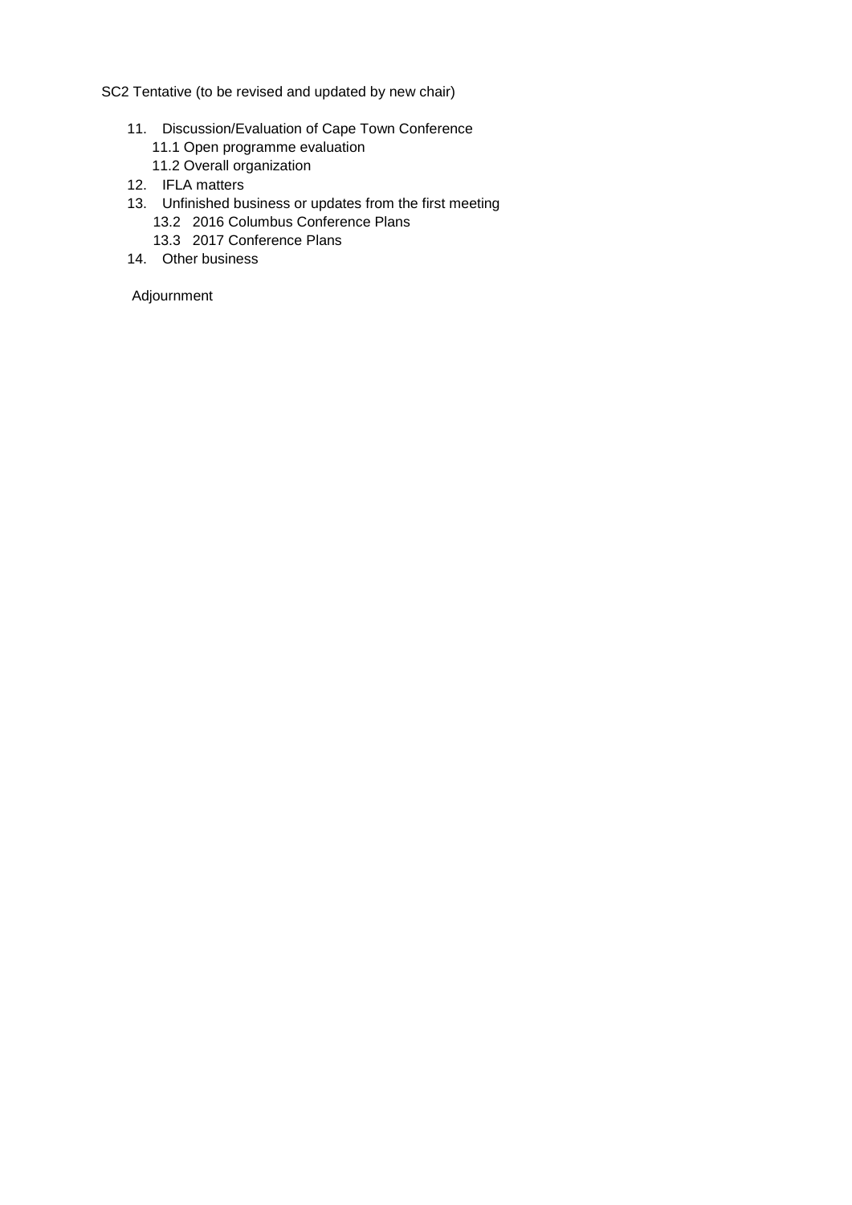SC2 Tentative (to be revised and updated by new chair)

11. Discussion/Evaluation of Cape Town Conference
    11.1 Open programme evaluation
    11.2 Overall organization
12. IFLA matters
13. Unfinished business or updates from the first meeting
    13.2 2016 Columbus Conference Plans
    13.3 2017 Conference Plans
14. Other business

Adjournment